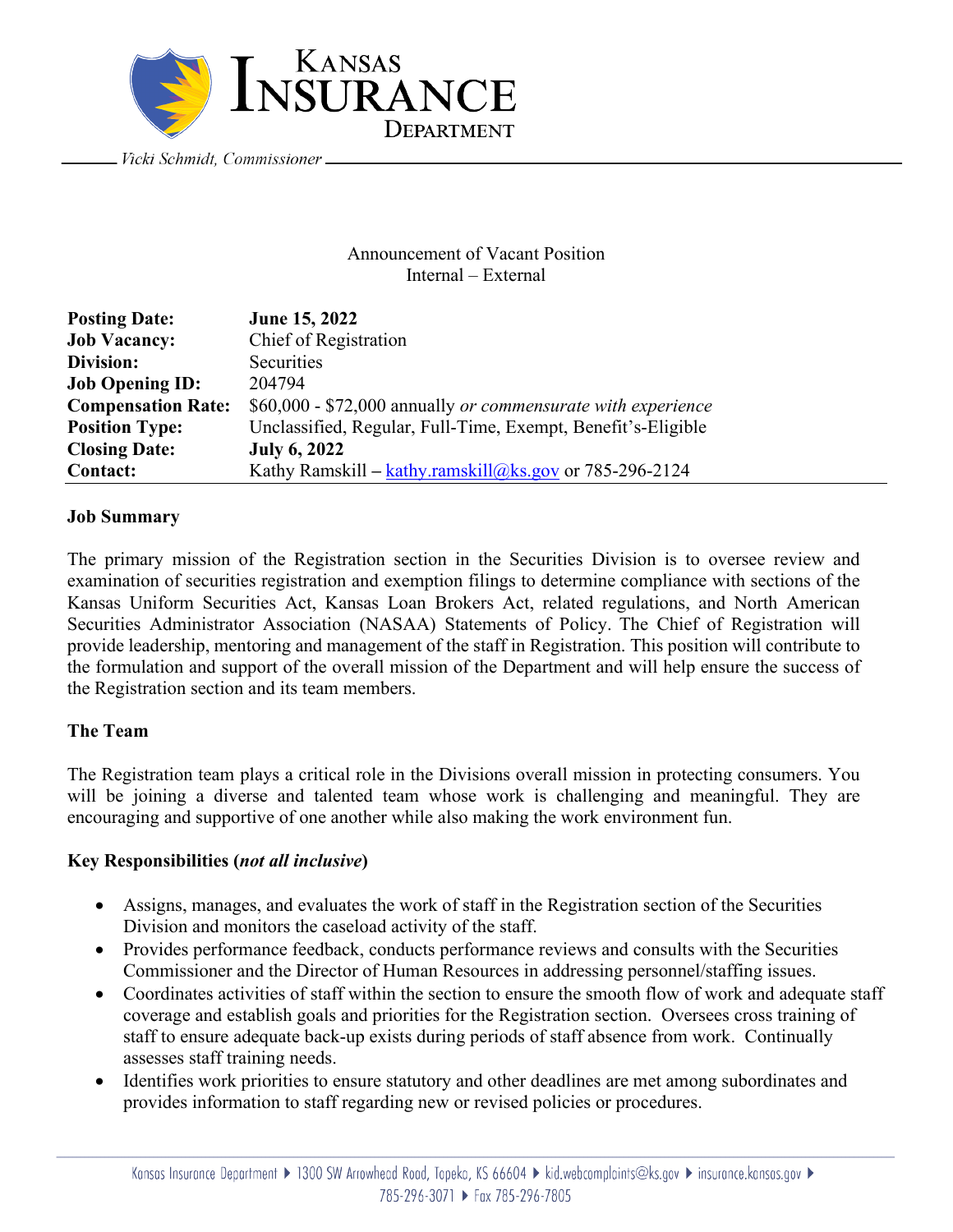Kansas Insurance Department

Vicki Schmidt, Commissioner

Announcement of Vacant Position
Internal – External

| | |
|---|---|
| **Posting Date:** | **June 15, 2022** |
| **Job Vacancy:** | Chief of Registration |
| **Division:** | Securities |
| **Job Opening ID:** | 204794 |
| **Compensation Rate:** | $60,000 - $72,000 annually *or commensurate with experience* |
| **Position Type:** | Unclassified, Regular, Full-Time, Exempt, Benefit's-Eligible |
| **Closing Date:** | **July 6, 2022** |
| **Contact:** | Kathy Ramskill – kathy.ramskill@ks.gov or 785-296-2124 |

**Job Summary**

The primary mission of the Registration section in the Securities Division is to oversee review and examination of securities registration and exemption filings to determine compliance with sections of the Kansas Uniform Securities Act, Kansas Loan Brokers Act, related regulations, and North American Securities Administrator Association (NASAA) Statements of Policy. The Chief of Registration will provide leadership, mentoring and management of the staff in Registration. This position will contribute to the formulation and support of the overall mission of the Department and will help ensure the success of the Registration section and its team members.

**The Team**

The Registration team plays a critical role in the Divisions overall mission in protecting consumers. You will be joining a diverse and talented team whose work is challenging and meaningful. They are encouraging and supportive of one another while also making the work environment fun.

**Key Responsibilities (*not all inclusive*)**

- Assigns, manages, and evaluates the work of staff in the Registration section of the Securities Division and monitors the caseload activity of the staff.
- Provides performance feedback, conducts performance reviews and consults with the Securities Commissioner and the Director of Human Resources in addressing personnel/staffing issues.
- Coordinates activities of staff within the section to ensure the smooth flow of work and adequate staff coverage and establish goals and priorities for the Registration section. Oversees cross training of staff to ensure adequate back-up exists during periods of staff absence from work. Continually assesses staff training needs.
- Identifies work priorities to ensure statutory and other deadlines are met among subordinates and provides information to staff regarding new or revised policies or procedures.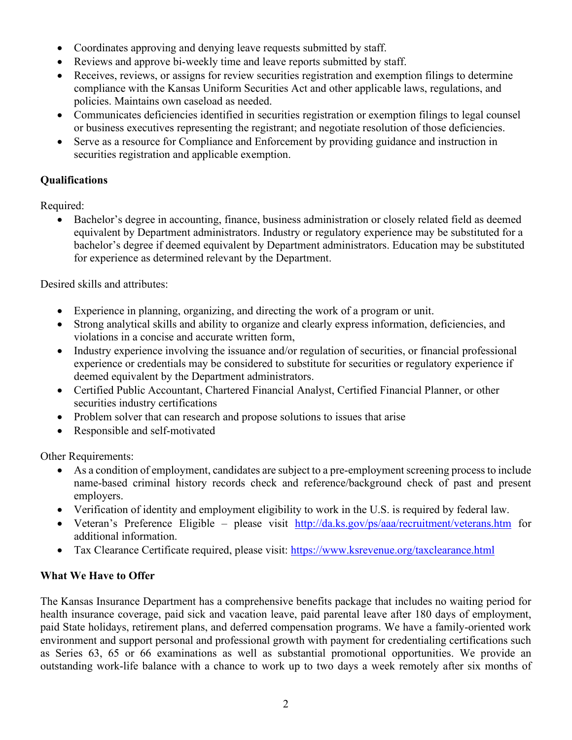- Coordinates approving and denying leave requests submitted by staff.
- Reviews and approve bi-weekly time and leave reports submitted by staff.
- Receives, reviews, or assigns for review securities registration and exemption filings to determine compliance with the Kansas Uniform Securities Act and other applicable laws, regulations, and policies. Maintains own caseload as needed.
- Communicates deficiencies identified in securities registration or exemption filings to legal counsel or business executives representing the registrant; and negotiate resolution of those deficiencies.
- Serve as a resource for Compliance and Enforcement by providing guidance and instruction in securities registration and applicable exemption.

**Qualifications**

Required:

- Bachelor's degree in accounting, finance, business administration or closely related field as deemed equivalent by Department administrators. Industry or regulatory experience may be substituted for a bachelor's degree if deemed equivalent by Department administrators. Education may be substituted for experience as determined relevant by the Department.

Desired skills and attributes:

- Experience in planning, organizing, and directing the work of a program or unit.
- Strong analytical skills and ability to organize and clearly express information, deficiencies, and violations in a concise and accurate written form,
- Industry experience involving the issuance and/or regulation of securities, or financial professional experience or credentials may be considered to substitute for securities or regulatory experience if deemed equivalent by the Department administrators.
- Certified Public Accountant, Chartered Financial Analyst, Certified Financial Planner, or other securities industry certifications
- Problem solver that can research and propose solutions to issues that arise
- Responsible and self-motivated

Other Requirements:

- As a condition of employment, candidates are subject to a pre-employment screening process to include name-based criminal history records check and reference/background check of past and present employers.
- Verification of identity and employment eligibility to work in the U.S. is required by federal law.
- Veteran's Preference Eligible – please visit http://da.ks.gov/ps/aaa/recruitment/veterans.htm for additional information.
- Tax Clearance Certificate required, please visit: https://www.ksrevenue.org/taxclearance.html

**What We Have to Offer**

The Kansas Insurance Department has a comprehensive benefits package that includes no waiting period for health insurance coverage, paid sick and vacation leave, paid parental leave after 180 days of employment, paid State holidays, retirement plans, and deferred compensation programs. We have a family-oriented work environment and support personal and professional growth with payment for credentialing certifications such as Series 63, 65 or 66 examinations as well as substantial promotional opportunities. We provide an outstanding work-life balance with a chance to work up to two days a week remotely after six months of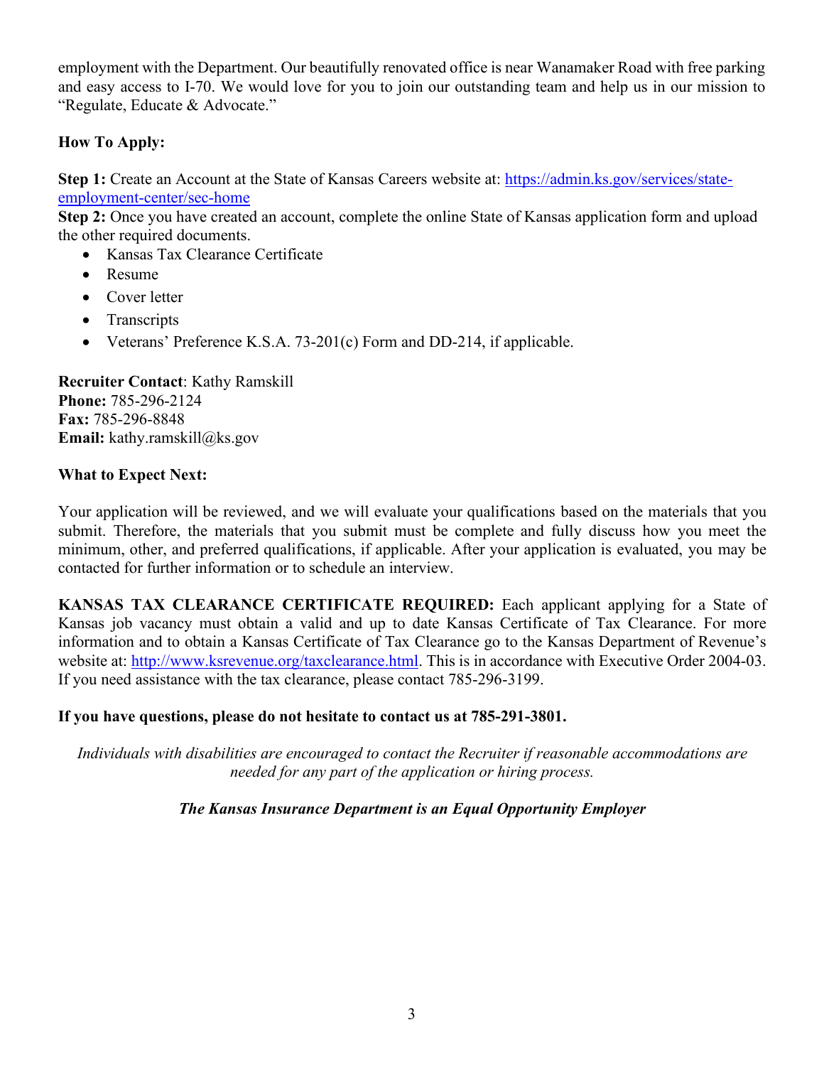employment with the Department. Our beautifully renovated office is near Wanamaker Road with free parking and easy access to I-70. We would love for you to join our outstanding team and help us in our mission to "Regulate, Educate & Advocate."

**How To Apply:**

**Step 1:** Create an Account at the State of Kansas Careers website at: [https://admin.ks.gov/services/state-employment-center/sec-home](https://admin.ks.gov/services/state-employment-center/sec-home)
**Step 2:** Once you have created an account, complete the online State of Kansas application form and upload the other required documents.

- Kansas Tax Clearance Certificate
- Resume
- Cover letter
- Transcripts
- Veterans' Preference K.S.A. 73-201(c) Form and DD-214, if applicable.

**Recruiter Contact**: Kathy Ramskill
**Phone:** 785-296-2124
**Fax:** 785-296-8848
**Email:** kathy.ramskill@ks.gov

**What to Expect Next:**

Your application will be reviewed, and we will evaluate your qualifications based on the materials that you submit. Therefore, the materials that you submit must be complete and fully discuss how you meet the minimum, other, and preferred qualifications, if applicable. After your application is evaluated, you may be contacted for further information or to schedule an interview.

**KANSAS TAX CLEARANCE CERTIFICATE REQUIRED:** Each applicant applying for a State of Kansas job vacancy must obtain a valid and up to date Kansas Certificate of Tax Clearance. For more information and to obtain a Kansas Certificate of Tax Clearance go to the Kansas Department of Revenue's website at: [http://www.ksrevenue.org/taxclearance.html](http://www.ksrevenue.org/taxclearance.html). This is in accordance with Executive Order 2004-03. If you need assistance with the tax clearance, please contact 785-296-3199.

**If you have questions, please do not hesitate to contact us at 785-291-3801.**

*Individuals with disabilities are encouraged to contact the Recruiter if reasonable accommodations are needed for any part of the application or hiring process.*

***The Kansas Insurance Department is an Equal Opportunity Employer***